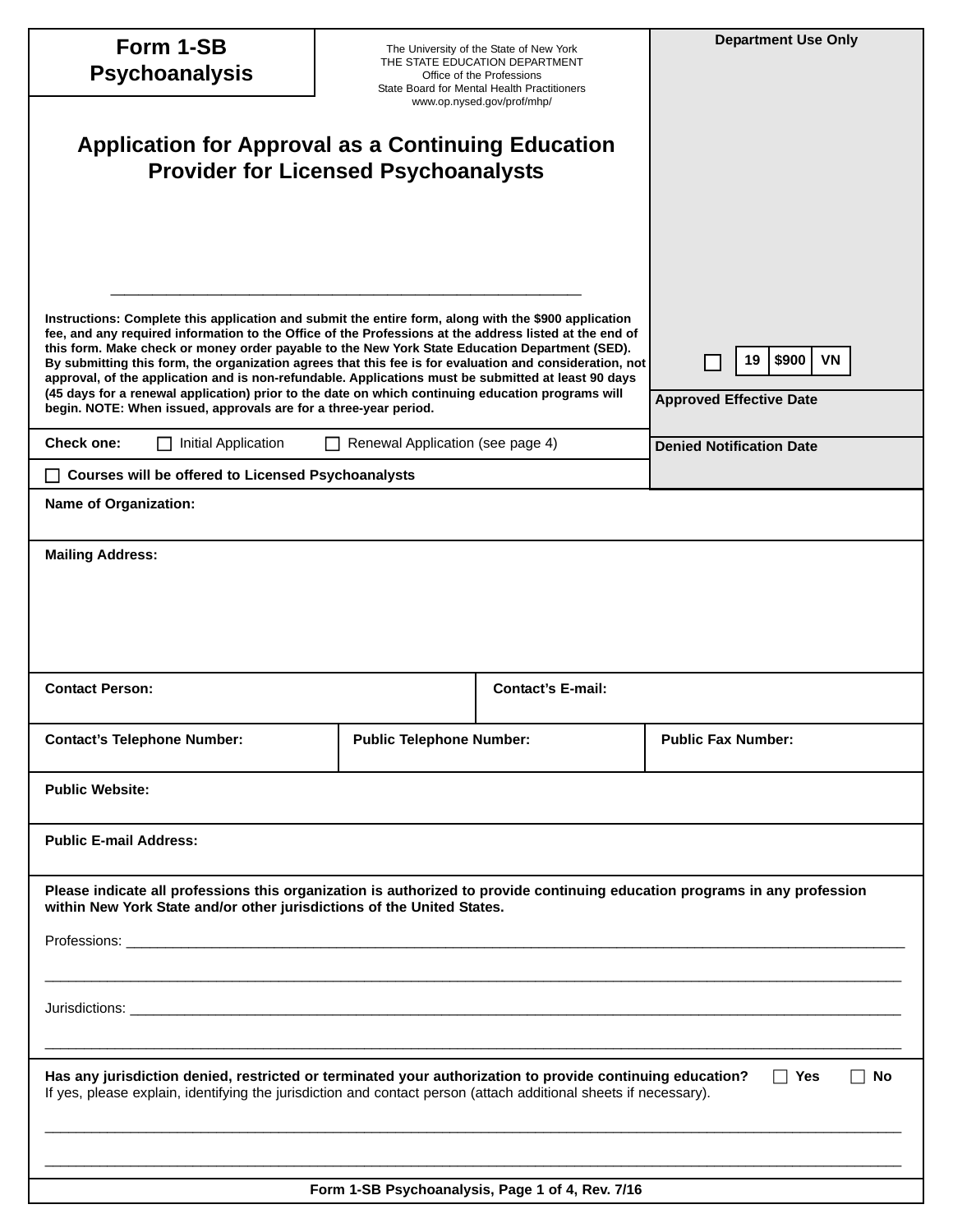**Form 1-SB Psychoanalysis**

The University of the State of New York
THE STATE EDUCATION DEPARTMENT
Office of the Professions
State Board for Mental Health Practitioners
www.op.nysed.gov/prof/mhp/

**Department Use Only**

☐ | 19 | $900 | VN |

**Approved Effective Date**

**Denied Notification Date**

# Application for Approval as a Continuing Education Provider for Licensed Psychoanalysts

______________________________________________________

**Instructions: Complete this application and submit the entire form, along with the $900 application fee, and any required information to the Office of the Professions at the address listed at the end of this form. Make check or money order payable to the New York State Education Department (SED). By submitting this form, the organization agrees that this fee is for evaluation and consideration, not approval, of the application and is non-refundable. Applications must be submitted at least 90 days (45 days for a renewal application) prior to the date on which continuing education programs will begin. NOTE: When issued, approvals are for a three-year period.**

**Check one:** ☐ Initial Application ☐ Renewal Application (see page 4)

☐ **Courses will be offered to Licensed Psychoanalysts**

**Name of Organization:**

**Mailing Address:**

**Contact Person:**

**Contact's E-mail:**

**Contact's Telephone Number:**

**Public Telephone Number:**

**Public Fax Number:**

**Public Website:**

**Public E-mail Address:**

**Please indicate all professions this organization is authorized to provide continuing education programs in any profession within New York State and/or other jurisdictions of the United States.**

Professions: ______________________________________________________

______________________________________________________

Jurisdictions: ______________________________________________________

______________________________________________________

**Has any jurisdiction denied, restricted or terminated your authorization to provide continuing education?** ☐ **Yes** ☐ **No**

If yes, please explain, identifying the jurisdiction and contact person (attach additional sheets if necessary).

______________________________________________________

______________________________________________________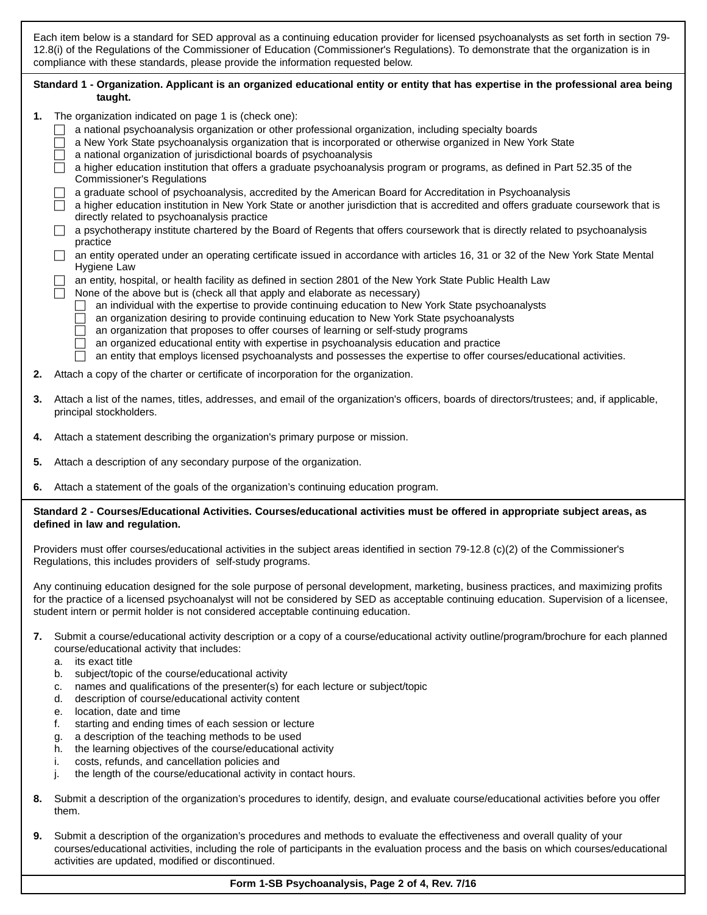Each item below is a standard for SED approval as a continuing education provider for licensed psychoanalysts as set forth in section 79-12.8(i) of the Regulations of the Commissioner of Education (Commissioner's Regulations). To demonstrate that the organization is in compliance with these standards, please provide the information requested below.

**Standard 1 - Organization. Applicant is an organized educational entity or entity that has expertise in the professional area being taught.**

**1.** The organization indicated on page 1 is (check one):

- ☐ a national psychoanalysis organization or other professional organization, including specialty boards
- ☐ a New York State psychoanalysis organization that is incorporated or otherwise organized in New York State
- ☐ a national organization of jurisdictional boards of psychoanalysis
- ☐ a higher education institution that offers a graduate psychoanalysis program or programs, as defined in Part 52.35 of the Commissioner's Regulations
- ☐ a graduate school of psychoanalysis, accredited by the American Board for Accreditation in Psychoanalysis
- ☐ a higher education institution in New York State or another jurisdiction that is accredited and offers graduate coursework that is directly related to psychoanalysis practice
- ☐ a psychotherapy institute chartered by the Board of Regents that offers coursework that is directly related to psychoanalysis practice
- ☐ an entity operated under an operating certificate issued in accordance with articles 16, 31 or 32 of the New York State Mental Hygiene Law
- ☐ an entity, hospital, or health facility as defined in section 2801 of the New York State Public Health Law
- ☐ None of the above but is (check all that apply and elaborate as necessary)
  - ☐ an individual with the expertise to provide continuing education to New York State psychoanalysts
  - ☐ an organization desiring to provide continuing education to New York State psychoanalysts
  - ☐ an organization that proposes to offer courses of learning or self-study programs
  - ☐ an organized educational entity with expertise in psychoanalysis education and practice
  - ☐ an entity that employs licensed psychoanalysts and possesses the expertise to offer courses/educational activities.

**2.** Attach a copy of the charter or certificate of incorporation for the organization.

**3.** Attach a list of the names, titles, addresses, and email of the organization's officers, boards of directors/trustees; and, if applicable, principal stockholders.

**4.** Attach a statement describing the organization's primary purpose or mission.

**5.** Attach a description of any secondary purpose of the organization.

**6.** Attach a statement of the goals of the organization's continuing education program.

**Standard 2 - Courses/Educational Activities. Courses/educational activities must be offered in appropriate subject areas, as defined in law and regulation.**

Providers must offer courses/educational activities in the subject areas identified in section 79-12.8 (c)(2) of the Commissioner's Regulations, this includes providers of self-study programs.

Any continuing education designed for the sole purpose of personal development, marketing, business practices, and maximizing profits for the practice of a licensed psychoanalyst will not be considered by SED as acceptable continuing education. Supervision of a licensee, student intern or permit holder is not considered acceptable continuing education.

**7.** Submit a course/educational activity description or a copy of a course/educational activity outline/program/brochure for each planned course/educational activity that includes:

a. its exact title
b. subject/topic of the course/educational activity
c. names and qualifications of the presenter(s) for each lecture or subject/topic
d. description of course/educational activity content
e. location, date and time
f. starting and ending times of each session or lecture
g. a description of the teaching methods to be used
h. the learning objectives of the course/educational activity
i. costs, refunds, and cancellation policies and
j. the length of the course/educational activity in contact hours.

**8.** Submit a description of the organization's procedures to identify, design, and evaluate course/educational activities before you offer them.

**9.** Submit a description of the organization's procedures and methods to evaluate the effectiveness and overall quality of your courses/educational activities, including the role of participants in the evaluation process and the basis on which courses/educational activities are updated, modified or discontinued.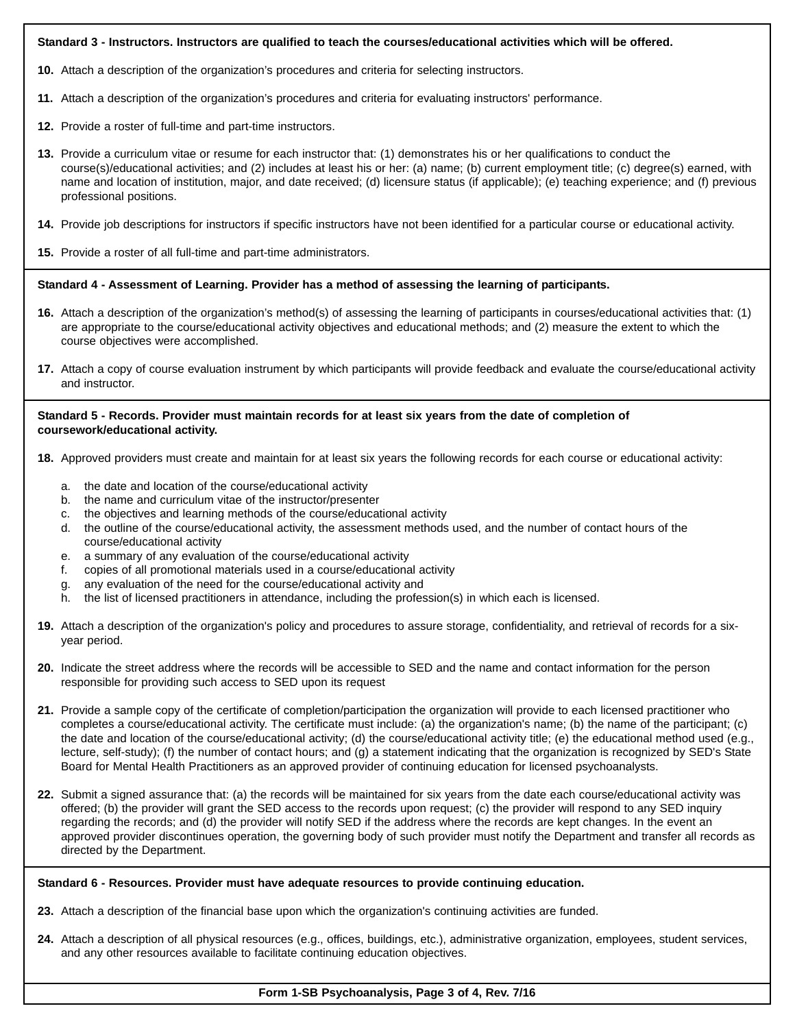**Standard 3 - Instructors. Instructors are qualified to teach the courses/educational activities which will be offered.**

**10.** Attach a description of the organization's procedures and criteria for selecting instructors.

**11.** Attach a description of the organization's procedures and criteria for evaluating instructors' performance.

**12.** Provide a roster of full-time and part-time instructors.

**13.** Provide a curriculum vitae or resume for each instructor that: (1) demonstrates his or her qualifications to conduct the course(s)/educational activities; and (2) includes at least his or her: (a) name; (b) current employment title; (c) degree(s) earned, with name and location of institution, major, and date received; (d) licensure status (if applicable); (e) teaching experience; and (f) previous professional positions.

**14.** Provide job descriptions for instructors if specific instructors have not been identified for a particular course or educational activity.

**15.** Provide a roster of all full-time and part-time administrators.

**Standard 4 - Assessment of Learning. Provider has a method of assessing the learning of participants.**

**16.** Attach a description of the organization's method(s) of assessing the learning of participants in courses/educational activities that: (1) are appropriate to the course/educational activity objectives and educational methods; and (2) measure the extent to which the course objectives were accomplished.

**17.** Attach a copy of course evaluation instrument by which participants will provide feedback and evaluate the course/educational activity and instructor.

**Standard 5 - Records. Provider must maintain records for at least six years from the date of completion of coursework/educational activity.**

**18.** Approved providers must create and maintain for at least six years the following records for each course or educational activity:

a. the date and location of the course/educational activity
b. the name and curriculum vitae of the instructor/presenter
c. the objectives and learning methods of the course/educational activity
d. the outline of the course/educational activity, the assessment methods used, and the number of contact hours of the course/educational activity
e. a summary of any evaluation of the course/educational activity
f. copies of all promotional materials used in a course/educational activity
g. any evaluation of the need for the course/educational activity and
h. the list of licensed practitioners in attendance, including the profession(s) in which each is licensed.

**19.** Attach a description of the organization's policy and procedures to assure storage, confidentiality, and retrieval of records for a six-year period.

**20.** Indicate the street address where the records will be accessible to SED and the name and contact information for the person responsible for providing such access to SED upon its request

**21.** Provide a sample copy of the certificate of completion/participation the organization will provide to each licensed practitioner who completes a course/educational activity. The certificate must include: (a) the organization's name; (b) the name of the participant; (c) the date and location of the course/educational activity; (d) the course/educational activity title; (e) the educational method used (e.g., lecture, self-study); (f) the number of contact hours; and (g) a statement indicating that the organization is recognized by SED's State Board for Mental Health Practitioners as an approved provider of continuing education for licensed psychoanalysts.

**22.** Submit a signed assurance that: (a) the records will be maintained for six years from the date each course/educational activity was offered; (b) the provider will grant the SED access to the records upon request; (c) the provider will respond to any SED inquiry regarding the records; and (d) the provider will notify SED if the address where the records are kept changes. In the event an approved provider discontinues operation, the governing body of such provider must notify the Department and transfer all records as directed by the Department.

**Standard 6 - Resources. Provider must have adequate resources to provide continuing education.**

**23.** Attach a description of the financial base upon which the organization's continuing activities are funded.

**24.** Attach a description of all physical resources (e.g., offices, buildings, etc.), administrative organization, employees, student services, and any other resources available to facilitate continuing education objectives.

**Form 1-SB Psychoanalysis, Page 3 of 4, Rev. 7/16**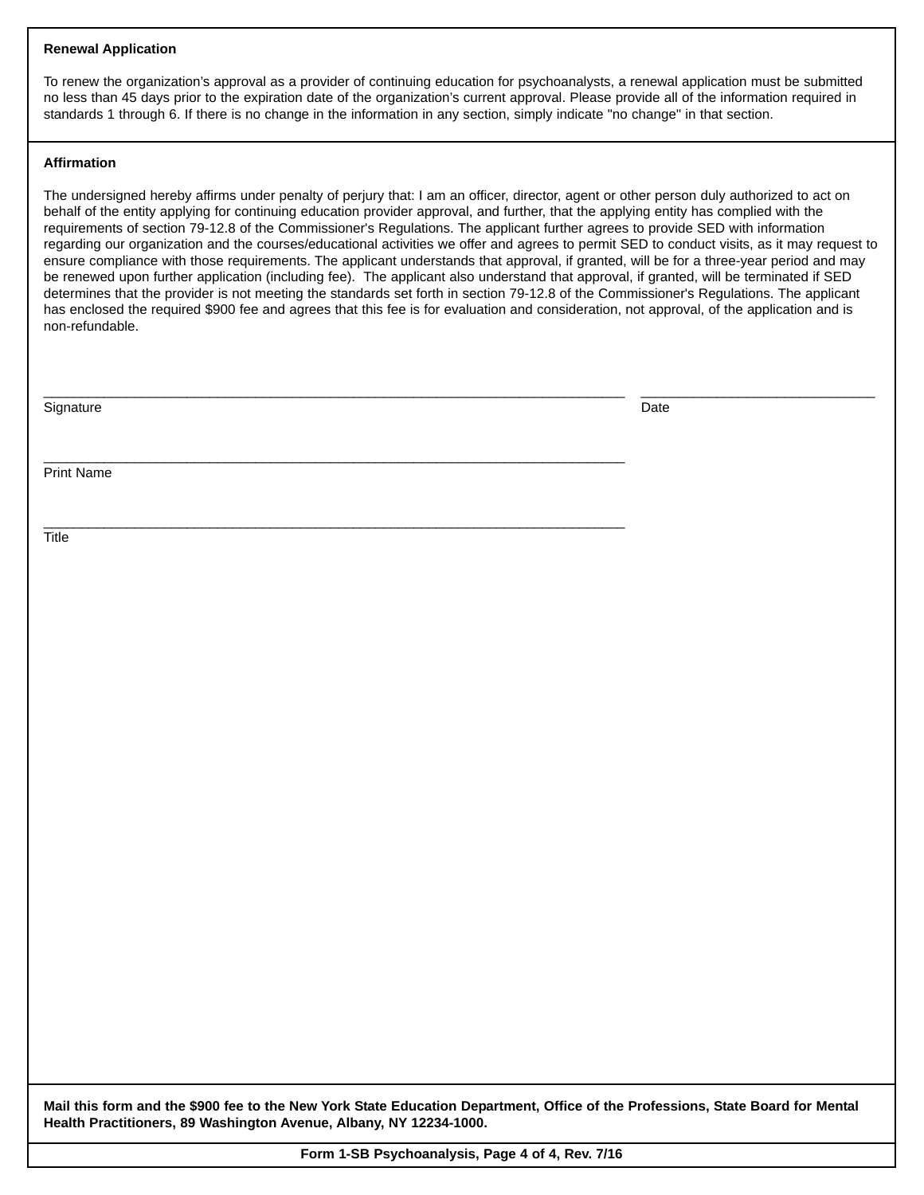**Renewal Application**

To renew the organization's approval as a provider of continuing education for psychoanalysts, a renewal application must be submitted no less than 45 days prior to the expiration date of the organization's current approval. Please provide all of the information required in standards 1 through 6. If there is no change in the information in any section, simply indicate "no change" in that section.

**Affirmation**

The undersigned hereby affirms under penalty of perjury that: I am an officer, director, agent or other person duly authorized to act on behalf of the entity applying for continuing education provider approval, and further, that the applying entity has complied with the requirements of section 79-12.8 of the Commissioner's Regulations. The applicant further agrees to provide SED with information regarding our organization and the courses/educational activities we offer and agrees to permit SED to conduct visits, as it may request to ensure compliance with those requirements. The applicant understands that approval, if granted, will be for a three-year period and may be renewed upon further application (including fee). The applicant also understand that approval, if granted, will be terminated if SED determines that the provider is not meeting the standards set forth in section 79-12.8 of the Commissioner's Regulations. The applicant has enclosed the required $900 fee and agrees that this fee is for evaluation and consideration, not approval, of the application and is non-refundable.

______________________________________________ ______________________
Signature Date

______________________________________________
Print Name

______________________________________________
Title

**Mail this form and the $900 fee to the New York State Education Department, Office of the Professions, State Board for Mental Health Practitioners, 89 Washington Avenue, Albany, NY 12234-1000.**

**Form 1-SB Psychoanalysis, Page 4 of 4, Rev. 7/16**